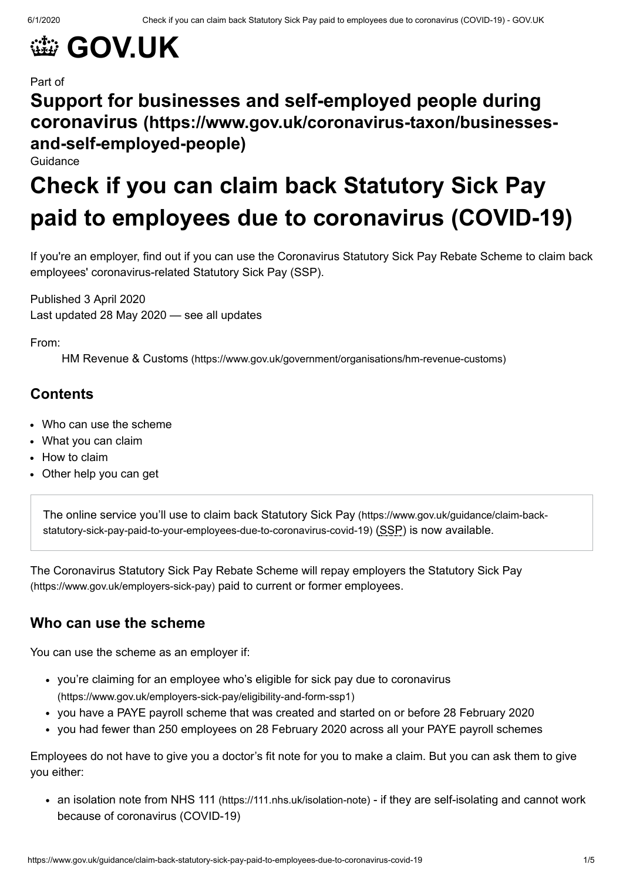# GOV.UK

Part of

## Support for businesses and self-employed people during coronavirus (https://www.gov.uk/coronavirus-taxon/businesses-and-self-employed-people)

Guidance

# Check if you can claim back Statutory Sick Pay paid to employees due to coronavirus (COVID-19)

If you're an employer, find out if you can use the Coronavirus Statutory Sick Pay Rebate Scheme to claim back employees' coronavirus-related Statutory Sick Pay (SSP).

Published 3 April 2020
Last updated 28 May 2020 — see all updates

From:
HM Revenue & Customs (https://www.gov.uk/government/organisations/hm-revenue-customs)

## Contents

- Who can use the scheme
- What you can claim
- How to claim
- Other help you can get

> The online service you'll use to claim back Statutory Sick Pay (https://www.gov.uk/guidance/claim-back-statutory-sick-pay-paid-to-your-employees-due-to-coronavirus-covid-19) (SSP) is now available.

The Coronavirus Statutory Sick Pay Rebate Scheme will repay employers the Statutory Sick Pay (https://www.gov.uk/employers-sick-pay) paid to current or former employees.

## Who can use the scheme

You can use the scheme as an employer if:

- you're claiming for an employee who's eligible for sick pay due to coronavirus (https://www.gov.uk/employers-sick-pay/eligibility-and-form-ssp1)
- you have a PAYE payroll scheme that was created and started on or before 28 February 2020
- you had fewer than 250 employees on 28 February 2020 across all your PAYE payroll schemes

Employees do not have to give you a doctor's fit note for you to make a claim. But you can ask them to give you either:

- an isolation note from NHS 111 (https://111.nhs.uk/isolation-note) - if they are self-isolating and cannot work because of coronavirus (COVID-19)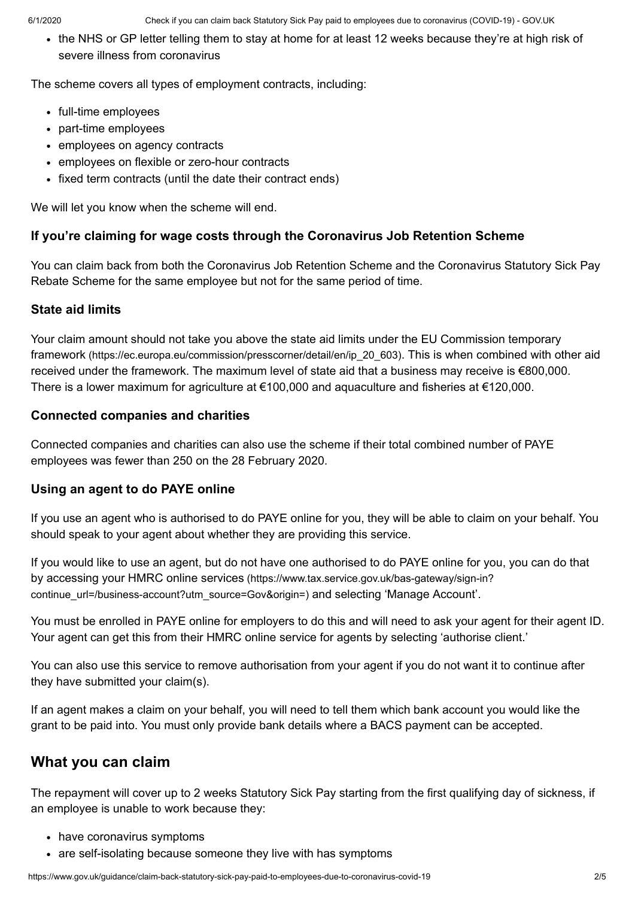- the NHS or GP letter telling them to stay at home for at least 12 weeks because they're at high risk of severe illness from coronavirus

The scheme covers all types of employment contracts, including:

- full-time employees
- part-time employees
- employees on agency contracts
- employees on flexible or zero-hour contracts
- fixed term contracts (until the date their contract ends)

We will let you know when the scheme will end.

### If you're claiming for wage costs through the Coronavirus Job Retention Scheme

You can claim back from both the Coronavirus Job Retention Scheme and the Coronavirus Statutory Sick Pay Rebate Scheme for the same employee but not for the same period of time.

### State aid limits

Your claim amount should not take you above the state aid limits under the EU Commission temporary framework (https://ec.europa.eu/commission/presscorner/detail/en/ip_20_603). This is when combined with other aid received under the framework. The maximum level of state aid that a business may receive is €800,000. There is a lower maximum for agriculture at €100,000 and aquaculture and fisheries at €120,000.

### Connected companies and charities

Connected companies and charities can also use the scheme if their total combined number of PAYE employees was fewer than 250 on the 28 February 2020.

### Using an agent to do PAYE online

If you use an agent who is authorised to do PAYE online for you, they will be able to claim on your behalf. You should speak to your agent about whether they are providing this service.

If you would like to use an agent, but do not have one authorised to do PAYE online for you, you can do that by accessing your HMRC online services (https://www.tax.service.gov.uk/bas-gateway/sign-in?continue_url=/business-account?utm_source=Gov&origin=) and selecting 'Manage Account'.

You must be enrolled in PAYE online for employers to do this and will need to ask your agent for their agent ID. Your agent can get this from their HMRC online service for agents by selecting 'authorise client.'

You can also use this service to remove authorisation from your agent if you do not want it to continue after they have submitted your claim(s).

If an agent makes a claim on your behalf, you will need to tell them which bank account you would like the grant to be paid into. You must only provide bank details where a BACS payment can be accepted.

## What you can claim

The repayment will cover up to 2 weeks Statutory Sick Pay starting from the first qualifying day of sickness, if an employee is unable to work because they:

- have coronavirus symptoms
- are self-isolating because someone they live with has symptoms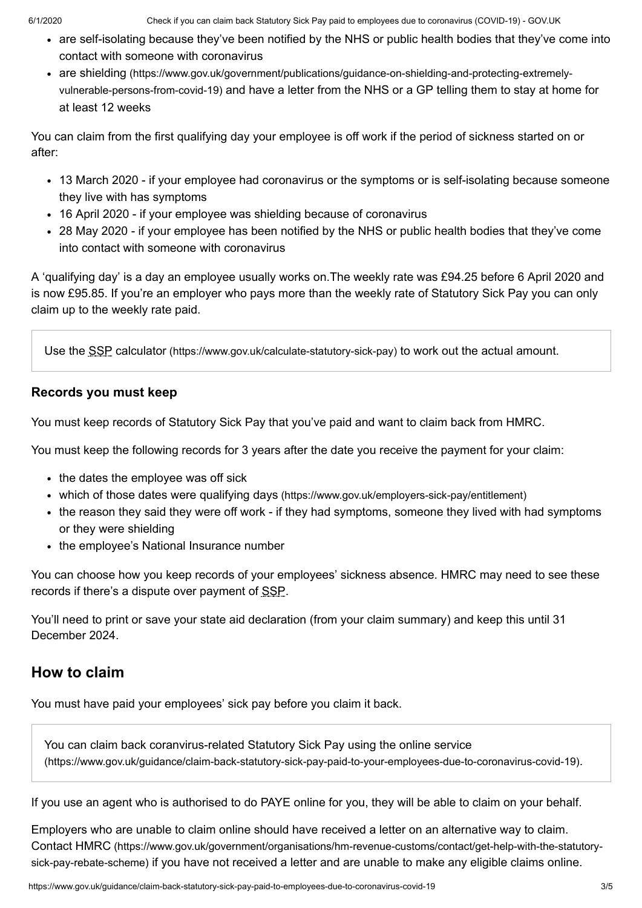- are self-isolating because they've been notified by the NHS or public health bodies that they've come into contact with someone with coronavirus
- are shielding (https://www.gov.uk/government/publications/guidance-on-shielding-and-protecting-extremely-vulnerable-persons-from-covid-19) and have a letter from the NHS or a GP telling them to stay at home for at least 12 weeks

You can claim from the first qualifying day your employee is off work if the period of sickness started on or after:

- 13 March 2020 - if your employee had coronavirus or the symptoms or is self-isolating because someone they live with has symptoms
- 16 April 2020 - if your employee was shielding because of coronavirus
- 28 May 2020 - if your employee has been notified by the NHS or public health bodies that they've come into contact with someone with coronavirus

A 'qualifying day' is a day an employee usually works on.The weekly rate was £94.25 before 6 April 2020 and is now £95.85. If you're an employer who pays more than the weekly rate of Statutory Sick Pay you can only claim up to the weekly rate paid.

> Use the SSP calculator (https://www.gov.uk/calculate-statutory-sick-pay) to work out the actual amount.

### Records you must keep

You must keep records of Statutory Sick Pay that you've paid and want to claim back from HMRC.

You must keep the following records for 3 years after the date you receive the payment for your claim:

- the dates the employee was off sick
- which of those dates were qualifying days (https://www.gov.uk/employers-sick-pay/entitlement)
- the reason they said they were off work - if they had symptoms, someone they lived with had symptoms or they were shielding
- the employee's National Insurance number

You can choose how you keep records of your employees' sickness absence. HMRC may need to see these records if there's a dispute over payment of SSP.

You'll need to print or save your state aid declaration (from your claim summary) and keep this until 31 December 2024.

## How to claim

You must have paid your employees' sick pay before you claim it back.

> You can claim back coranvirus-related Statutory Sick Pay using the online service (https://www.gov.uk/guidance/claim-back-statutory-sick-pay-paid-to-your-employees-due-to-coronavirus-covid-19).

If you use an agent who is authorised to do PAYE online for you, they will be able to claim on your behalf.

Employers who are unable to claim online should have received a letter on an alternative way to claim. Contact HMRC (https://www.gov.uk/government/organisations/hm-revenue-customs/contact/get-help-with-the-statutory-sick-pay-rebate-scheme) if you have not received a letter and are unable to make any eligible claims online.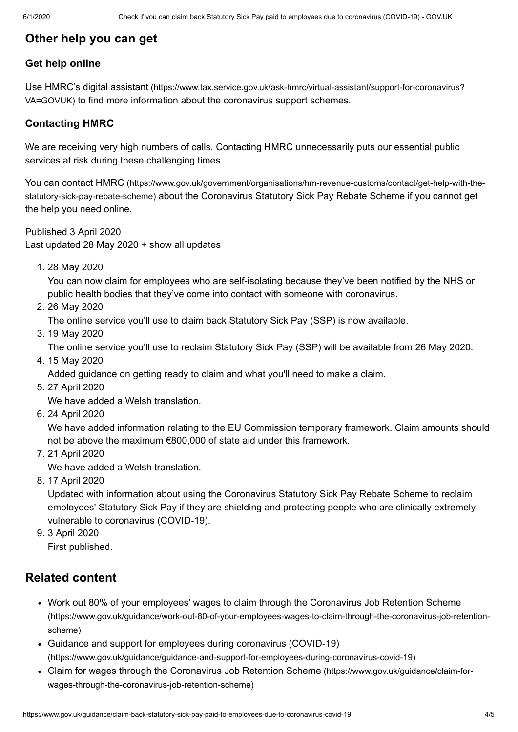## Other help you can get

### Get help online

Use HMRC's digital assistant (https://www.tax.service.gov.uk/ask-hmrc/virtual-assistant/support-for-coronavirus?VA=GOVUK) to find more information about the coronavirus support schemes.

### Contacting HMRC

We are receiving very high numbers of calls. Contacting HMRC unnecessarily puts our essential public services at risk during these challenging times.

You can contact HMRC (https://www.gov.uk/government/organisations/hm-revenue-customs/contact/get-help-with-the-statutory-sick-pay-rebate-scheme) about the Coronavirus Statutory Sick Pay Rebate Scheme if you cannot get the help you need online.

Published 3 April 2020
Last updated 28 May 2020 + show all updates

1. 28 May 2020
   You can now claim for employees who are self-isolating because they've been notified by the NHS or public health bodies that they've come into contact with someone with coronavirus.
2. 26 May 2020
   The online service you'll use to claim back Statutory Sick Pay (SSP) is now available.
3. 19 May 2020
   The online service you'll use to reclaim Statutory Sick Pay (SSP) will be available from 26 May 2020.
4. 15 May 2020
   Added guidance on getting ready to claim and what you'll need to make a claim.
5. 27 April 2020
   We have added a Welsh translation.
6. 24 April 2020
   We have added information relating to the EU Commission temporary framework. Claim amounts should not be above the maximum €800,000 of state aid under this framework.
7. 21 April 2020
   We have added a Welsh translation.
8. 17 April 2020
   Updated with information about using the Coronavirus Statutory Sick Pay Rebate Scheme to reclaim employees' Statutory Sick Pay if they are shielding and protecting people who are clinically extremely vulnerable to coronavirus (COVID-19).
9. 3 April 2020
   First published.

## Related content

- Work out 80% of your employees' wages to claim through the Coronavirus Job Retention Scheme (https://www.gov.uk/guidance/work-out-80-of-your-employees-wages-to-claim-through-the-coronavirus-job-retention-scheme)
- Guidance and support for employees during coronavirus (COVID-19) (https://www.gov.uk/guidance/guidance-and-support-for-employees-during-coronavirus-covid-19)
- Claim for wages through the Coronavirus Job Retention Scheme (https://www.gov.uk/guidance/claim-for-wages-through-the-coronavirus-job-retention-scheme)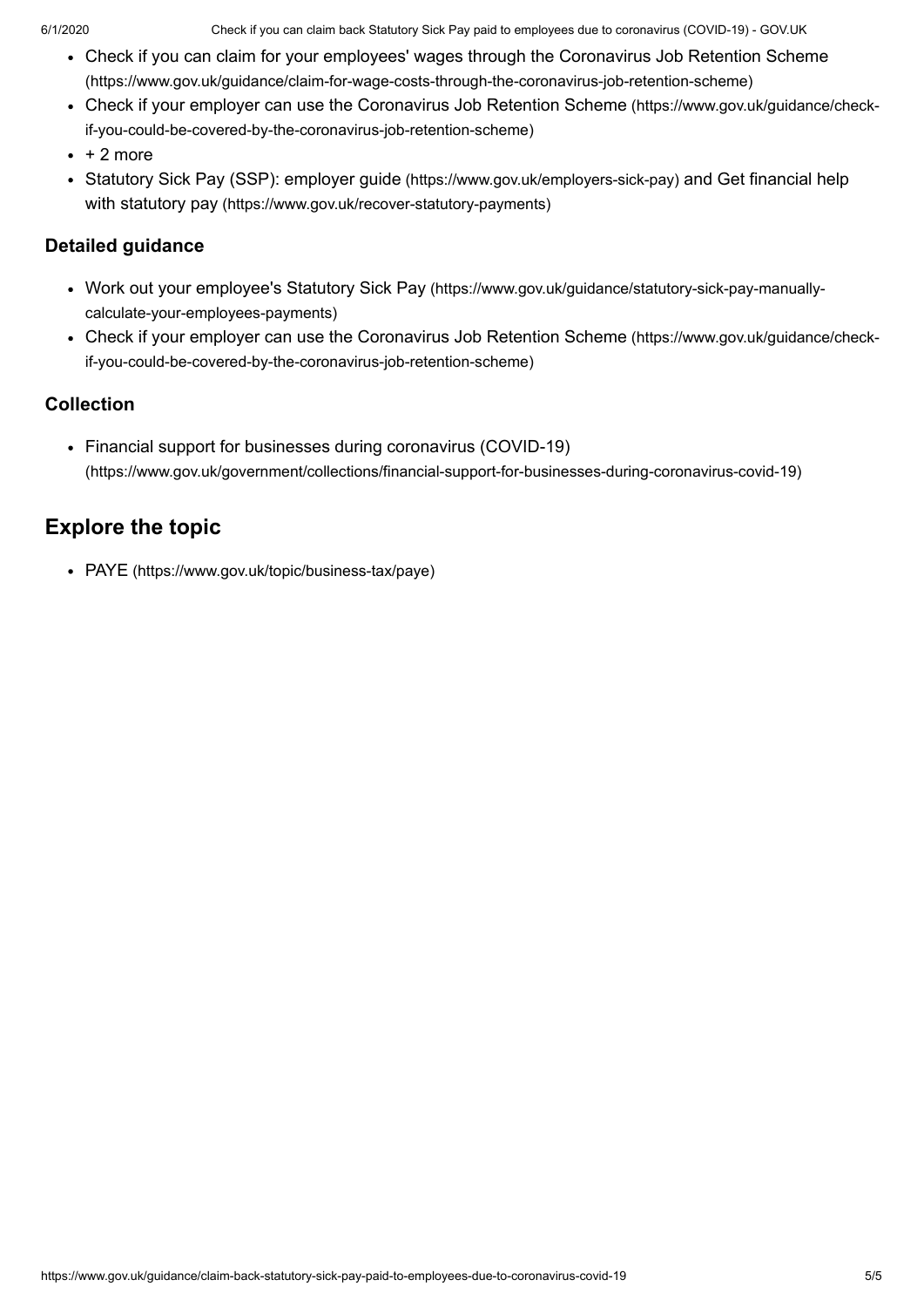- Check if you can claim for your employees' wages through the Coronavirus Job Retention Scheme (https://www.gov.uk/guidance/claim-for-wage-costs-through-the-coronavirus-job-retention-scheme)
- Check if your employer can use the Coronavirus Job Retention Scheme (https://www.gov.uk/guidance/check-if-you-could-be-covered-by-the-coronavirus-job-retention-scheme)
- + 2 more
- Statutory Sick Pay (SSP): employer guide (https://www.gov.uk/employers-sick-pay) and Get financial help with statutory pay (https://www.gov.uk/recover-statutory-payments)

### Detailed guidance

- Work out your employee's Statutory Sick Pay (https://www.gov.uk/guidance/statutory-sick-pay-manually-calculate-your-employees-payments)
- Check if your employer can use the Coronavirus Job Retention Scheme (https://www.gov.uk/guidance/check-if-you-could-be-covered-by-the-coronavirus-job-retention-scheme)

### Collection

- Financial support for businesses during coronavirus (COVID-19) (https://www.gov.uk/government/collections/financial-support-for-businesses-during-coronavirus-covid-19)

## Explore the topic

- PAYE (https://www.gov.uk/topic/business-tax/paye)